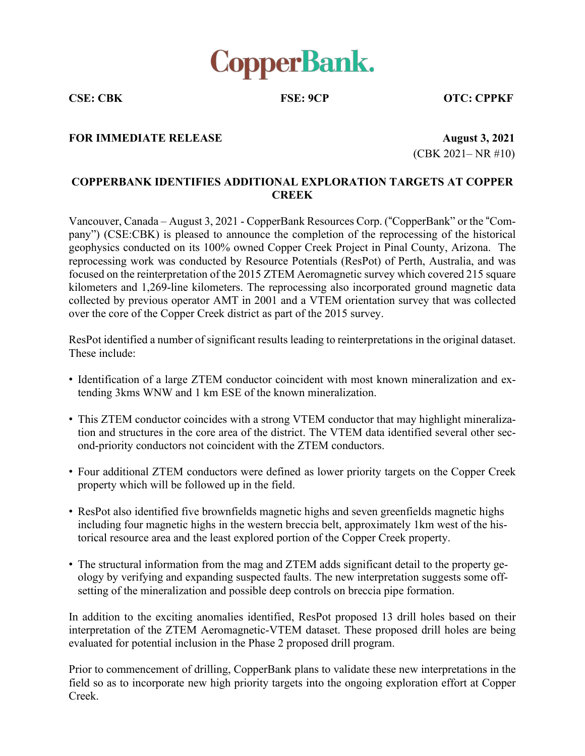# CopperBank.

**CSE: CBK** **FSE: 9CP** **OTC: CPPKF**

**FOR IMMEDIATE RELEASE** **August 3, 2021**

(CBK 2021– NR #10)

## COPPERBANK IDENTIFIES ADDITIONAL EXPLORATION TARGETS AT COPPER CREEK

Vancouver, Canada – August 3, 2021 - CopperBank Resources Corp. ("CopperBank" or the "Company") (CSE:CBK) is pleased to announce the completion of the reprocessing of the historical geophysics conducted on its 100% owned Copper Creek Project in Pinal County, Arizona. The reprocessing work was conducted by Resource Potentials (ResPot) of Perth, Australia, and was focused on the reinterpretation of the 2015 ZTEM Aeromagnetic survey which covered 215 square kilometers and 1,269-line kilometers. The reprocessing also incorporated ground magnetic data collected by previous operator AMT in 2001 and a VTEM orientation survey that was collected over the core of the Copper Creek district as part of the 2015 survey.

ResPot identified a number of significant results leading to reinterpretations in the original dataset. These include:

- Identification of a large ZTEM conductor coincident with most known mineralization and extending 3kms WNW and 1 km ESE of the known mineralization.
- This ZTEM conductor coincides with a strong VTEM conductor that may highlight mineralization and structures in the core area of the district. The VTEM data identified several other second-priority conductors not coincident with the ZTEM conductors.
- Four additional ZTEM conductors were defined as lower priority targets on the Copper Creek property which will be followed up in the field.
- ResPot also identified five brownfields magnetic highs and seven greenfields magnetic highs including four magnetic highs in the western breccia belt, approximately 1km west of the historical resource area and the least explored portion of the Copper Creek property.
- The structural information from the mag and ZTEM adds significant detail to the property geology by verifying and expanding suspected faults. The new interpretation suggests some offsetting of the mineralization and possible deep controls on breccia pipe formation.

In addition to the exciting anomalies identified, ResPot proposed 13 drill holes based on their interpretation of the ZTEM Aeromagnetic-VTEM dataset. These proposed drill holes are being evaluated for potential inclusion in the Phase 2 proposed drill program.

Prior to commencement of drilling, CopperBank plans to validate these new interpretations in the field so as to incorporate new high priority targets into the ongoing exploration effort at Copper Creek.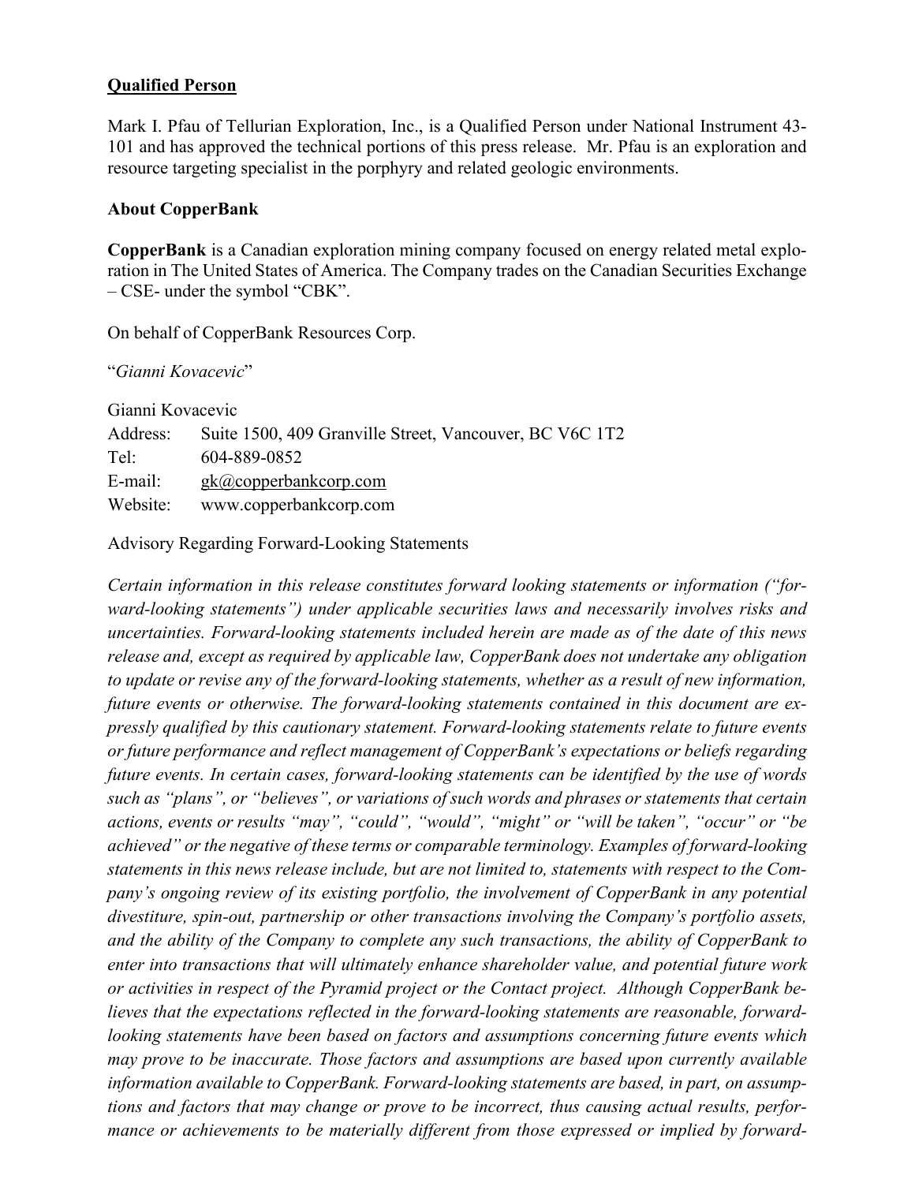**<u>Qualified Person</u>**

Mark I. Pfau of Tellurian Exploration, Inc., is a Qualified Person under National Instrument 43-101 and has approved the technical portions of this press release. Mr. Pfau is an exploration and resource targeting specialist in the porphyry and related geologic environments.

**About CopperBank**

**CopperBank** is a Canadian exploration mining company focused on energy related metal exploration in The United States of America. The Company trades on the Canadian Securities Exchange – CSE- under the symbol "CBK".

On behalf of CopperBank Resources Corp.

"*Gianni Kovacevic*"

Gianni Kovacevic

| | |
|---|---|
| Address: | Suite 1500, 409 Granville Street, Vancouver, BC V6C 1T2 |
| Tel: | 604-889-0852 |
| E-mail: | gk@copperbankcorp.com |
| Website: | www.copperbankcorp.com |

Advisory Regarding Forward-Looking Statements

*Certain information in this release constitutes forward looking statements or information ("forward-looking statements") under applicable securities laws and necessarily involves risks and uncertainties. Forward-looking statements included herein are made as of the date of this news release and, except as required by applicable law, CopperBank does not undertake any obligation to update or revise any of the forward-looking statements, whether as a result of new information, future events or otherwise. The forward-looking statements contained in this document are expressly qualified by this cautionary statement. Forward-looking statements relate to future events or future performance and reflect management of CopperBank's expectations or beliefs regarding future events. In certain cases, forward-looking statements can be identified by the use of words such as "plans", or "believes", or variations of such words and phrases or statements that certain actions, events or results "may", "could", "would", "might" or "will be taken", "occur" or "be achieved" or the negative of these terms or comparable terminology. Examples of forward-looking statements in this news release include, but are not limited to, statements with respect to the Company's ongoing review of its existing portfolio, the involvement of CopperBank in any potential divestiture, spin-out, partnership or other transactions involving the Company's portfolio assets, and the ability of the Company to complete any such transactions, the ability of CopperBank to enter into transactions that will ultimately enhance shareholder value, and potential future work or activities in respect of the Pyramid project or the Contact project. Although CopperBank believes that the expectations reflected in the forward-looking statements are reasonable, forward-looking statements have been based on factors and assumptions concerning future events which may prove to be inaccurate. Those factors and assumptions are based upon currently available information available to CopperBank. Forward-looking statements are based, in part, on assumptions and factors that may change or prove to be incorrect, thus causing actual results, performance or achievements to be materially different from those expressed or implied by forward-*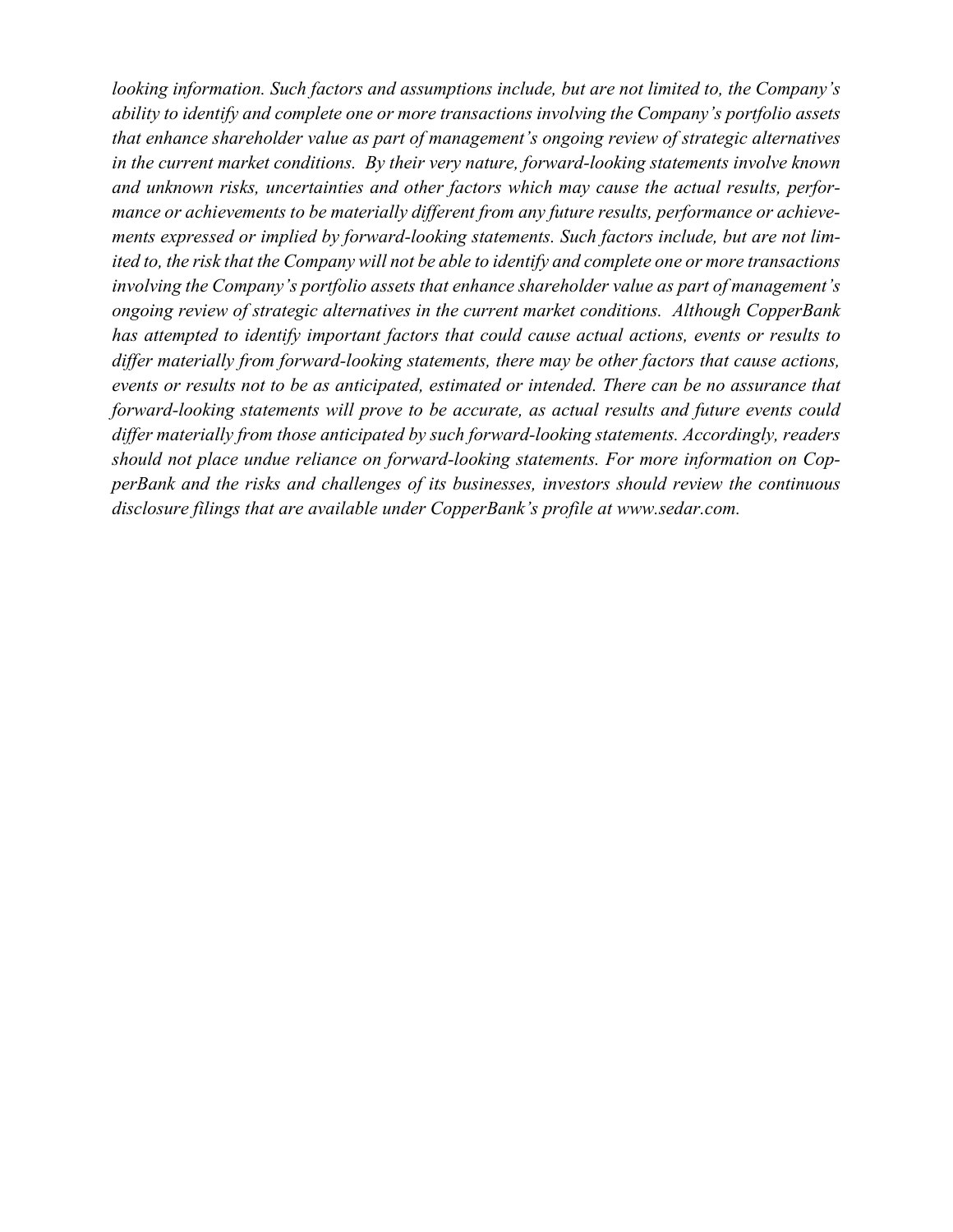*looking information. Such factors and assumptions include, but are not limited to, the Company's ability to identify and complete one or more transactions involving the Company's portfolio assets that enhance shareholder value as part of management's ongoing review of strategic alternatives in the current market conditions. By their very nature, forward-looking statements involve known and unknown risks, uncertainties and other factors which may cause the actual results, performance or achievements to be materially different from any future results, performance or achievements expressed or implied by forward-looking statements. Such factors include, but are not limited to, the risk that the Company will not be able to identify and complete one or more transactions involving the Company's portfolio assets that enhance shareholder value as part of management's ongoing review of strategic alternatives in the current market conditions. Although CopperBank has attempted to identify important factors that could cause actual actions, events or results to differ materially from forward-looking statements, there may be other factors that cause actions, events or results not to be as anticipated, estimated or intended. There can be no assurance that forward-looking statements will prove to be accurate, as actual results and future events could differ materially from those anticipated by such forward-looking statements. Accordingly, readers should not place undue reliance on forward-looking statements. For more information on CopperBank and the risks and challenges of its businesses, investors should review the continuous disclosure filings that are available under CopperBank's profile at www.sedar.com.*